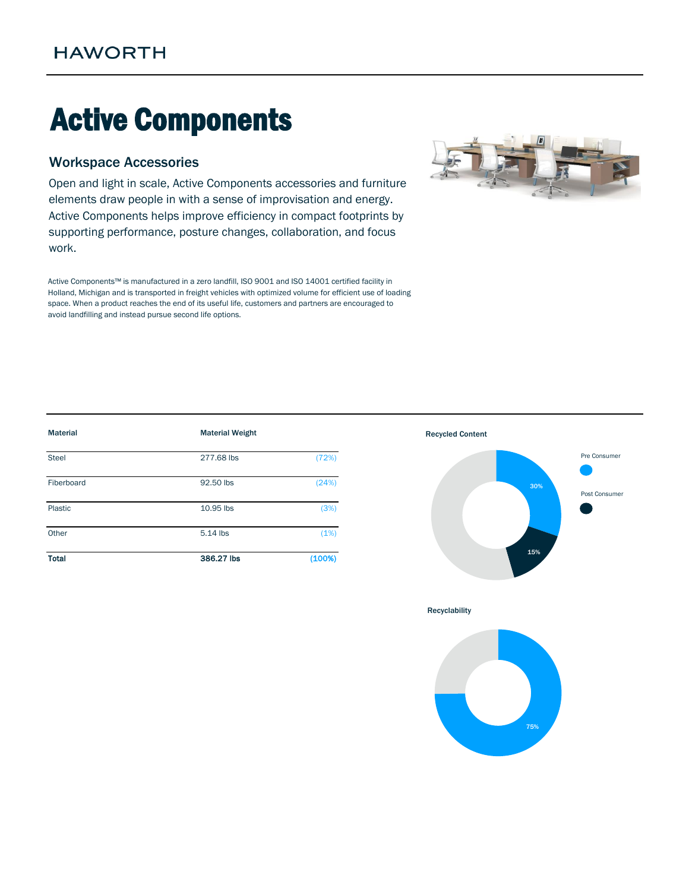HAWORTH

# Active Components

## Workspace Accessories

Open and light in scale, Active Components accessories and furniture elements draw people in with a sense of improvisation and energy. Active Components helps improve efficiency in compact footprints by supporting performance, posture changes, collaboration, and focus work.

Active Components™ is manufactured in a zero landfill, ISO 9001 and ISO 14001 certified facility in Holland, Michigan and is transported in freight vehicles with optimized volume for efficient use of loading space. When a product reaches the end of its useful life, customers and partners are encouraged to avoid landfilling and instead pursue second life options.

| Material | Material Weight | |
|---|---|---|
| Steel | 277.68 lbs | (72%) |
| Fiberboard | 92.50 lbs | (24%) |
| Plastic | 10.95 lbs | (3%) |
| Other | 5.14 lbs | (1%) |
| **Total** | **386.27 lbs** | **(100%)** |

**Recycled Content**

Pre Consumer: 30%

Post Consumer: 15%

**Recyclability**

75%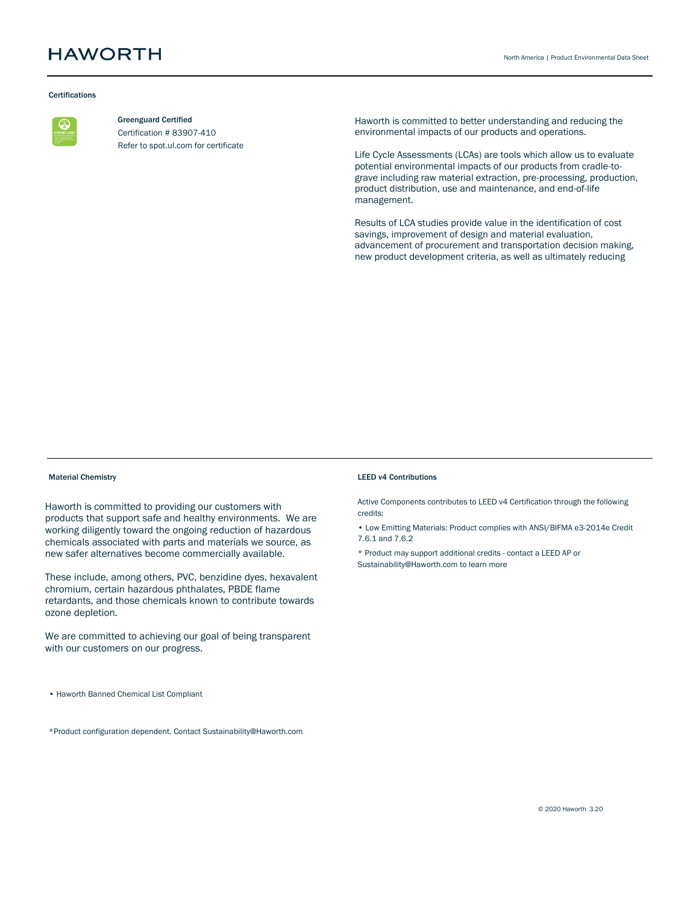# HAWORTH

## Certifications

**Greenguard Certified**
Certification # 83907-410
Refer to spot.ul.com for certificate

Haworth is committed to better understanding and reducing the environmental impacts of our products and operations.

Life Cycle Assessments (LCAs) are tools which allow us to evaluate potential environmental impacts of our products from cradle-to-grave including raw material extraction, pre-processing, production, product distribution, use and maintenance, and end-of-life management.

Results of LCA studies provide value in the identification of cost savings, improvement of design and material evaluation, advancement of procurement and transportation decision making, new product development criteria, as well as ultimately reducing

## Material Chemistry

Haworth is committed to providing our customers with products that support safe and healthy environments. We are working diligently toward the ongoing reduction of hazardous chemicals associated with parts and materials we source, as new safer alternatives become commercially available.

These include, among others, PVC, benzidine dyes, hexavalent chromium, certain hazardous phthalates, PBDE flame retardants, and those chemicals known to contribute towards ozone depletion.

We are committed to achieving our goal of being transparent with our customers on our progress.

- Haworth Banned Chemical List Compliant

*Product configuration dependent. Contact Sustainability@Haworth.com

## LEED v4 Contributions

Active Components contributes to LEED v4 Certification through the following credits:

- Low Emitting Materials: Product complies with ANSI/BIFMA e3-2014e Credit 7.6.1 and 7.6.2

* Product may support additional credits - contact a LEED AP or Sustainability@Haworth.com to learn more

© 2020 Haworth 3.20